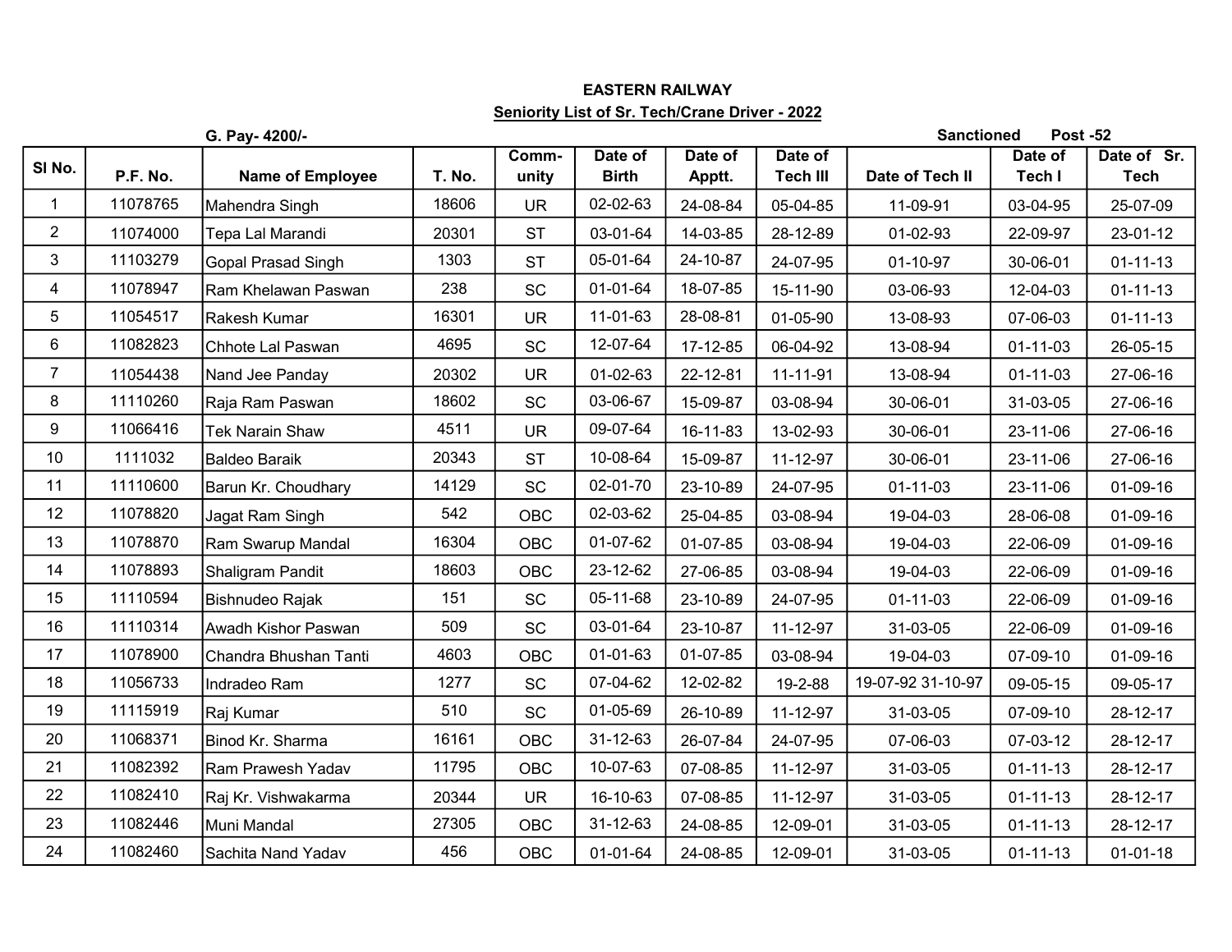**EASTERN RAILWAY**

**Seniority List of Sr. Tech/Crane Driver - 2022**

**G. Pay- 4200/-** **Sanctioned Post -52**

| Sl No. | P.F. No. | Name of Employee | T. No. | Comm-unity | Date of Birth | Date of Apptt. | Date of Tech III | Date of Tech II | Date of Tech I | Date of Sr. Tech |
|---|---|---|---|---|---|---|---|---|---|---|
| 1 | 11078765 | Mahendra Singh | 18606 | UR | 02-02-63 | 24-08-84 | 05-04-85 | 11-09-91 | 03-04-95 | 25-07-09 |
| 2 | 11074000 | Tepa Lal Marandi | 20301 | ST | 03-01-64 | 14-03-85 | 28-12-89 | 01-02-93 | 22-09-97 | 23-01-12 |
| 3 | 11103279 | Gopal Prasad Singh | 1303 | ST | 05-01-64 | 24-10-87 | 24-07-95 | 01-10-97 | 30-06-01 | 01-11-13 |
| 4 | 11078947 | Ram Khelawan Paswan | 238 | SC | 01-01-64 | 18-07-85 | 15-11-90 | 03-06-93 | 12-04-03 | 01-11-13 |
| 5 | 11054517 | Rakesh Kumar | 16301 | UR | 11-01-63 | 28-08-81 | 01-05-90 | 13-08-93 | 07-06-03 | 01-11-13 |
| 6 | 11082823 | Chhote Lal Paswan | 4695 | SC | 12-07-64 | 17-12-85 | 06-04-92 | 13-08-94 | 01-11-03 | 26-05-15 |
| 7 | 11054438 | Nand Jee Panday | 20302 | UR | 01-02-63 | 22-12-81 | 11-11-91 | 13-08-94 | 01-11-03 | 27-06-16 |
| 8 | 11110260 | Raja Ram Paswan | 18602 | SC | 03-06-67 | 15-09-87 | 03-08-94 | 30-06-01 | 31-03-05 | 27-06-16 |
| 9 | 11066416 | Tek Narain Shaw | 4511 | UR | 09-07-64 | 16-11-83 | 13-02-93 | 30-06-01 | 23-11-06 | 27-06-16 |
| 10 | 1111032 | Baldeo Baraik | 20343 | ST | 10-08-64 | 15-09-87 | 11-12-97 | 30-06-01 | 23-11-06 | 27-06-16 |
| 11 | 11110600 | Barun Kr. Choudhary | 14129 | SC | 02-01-70 | 23-10-89 | 24-07-95 | 01-11-03 | 23-11-06 | 01-09-16 |
| 12 | 11078820 | Jagat Ram Singh | 542 | OBC | 02-03-62 | 25-04-85 | 03-08-94 | 19-04-03 | 28-06-08 | 01-09-16 |
| 13 | 11078870 | Ram Swarup Mandal | 16304 | OBC | 01-07-62 | 01-07-85 | 03-08-94 | 19-04-03 | 22-06-09 | 01-09-16 |
| 14 | 11078893 | Shaligram Pandit | 18603 | OBC | 23-12-62 | 27-06-85 | 03-08-94 | 19-04-03 | 22-06-09 | 01-09-16 |
| 15 | 11110594 | Bishnudeo Rajak | 151 | SC | 05-11-68 | 23-10-89 | 24-07-95 | 01-11-03 | 22-06-09 | 01-09-16 |
| 16 | 11110314 | Awadh Kishor Paswan | 509 | SC | 03-01-64 | 23-10-87 | 11-12-97 | 31-03-05 | 22-06-09 | 01-09-16 |
| 17 | 11078900 | Chandra Bhushan Tanti | 4603 | OBC | 01-01-63 | 01-07-85 | 03-08-94 | 19-04-03 | 07-09-10 | 01-09-16 |
| 18 | 11056733 | Indradeo Ram | 1277 | SC | 07-04-62 | 12-02-82 | 19-2-88 | 19-07-92 31-10-97 | 09-05-15 | 09-05-17 |
| 19 | 11115919 | Raj Kumar | 510 | SC | 01-05-69 | 26-10-89 | 11-12-97 | 31-03-05 | 07-09-10 | 28-12-17 |
| 20 | 11068371 | Binod Kr. Sharma | 16161 | OBC | 31-12-63 | 26-07-84 | 24-07-95 | 07-06-03 | 07-03-12 | 28-12-17 |
| 21 | 11082392 | Ram Prawesh Yadav | 11795 | OBC | 10-07-63 | 07-08-85 | 11-12-97 | 31-03-05 | 01-11-13 | 28-12-17 |
| 22 | 11082410 | Raj Kr. Vishwakarma | 20344 | UR | 16-10-63 | 07-08-85 | 11-12-97 | 31-03-05 | 01-11-13 | 28-12-17 |
| 23 | 11082446 | Muni Mandal | 27305 | OBC | 31-12-63 | 24-08-85 | 12-09-01 | 31-03-05 | 01-11-13 | 28-12-17 |
| 24 | 11082460 | Sachita Nand Yadav | 456 | OBC | 01-01-64 | 24-08-85 | 12-09-01 | 31-03-05 | 01-11-13 | 01-01-18 |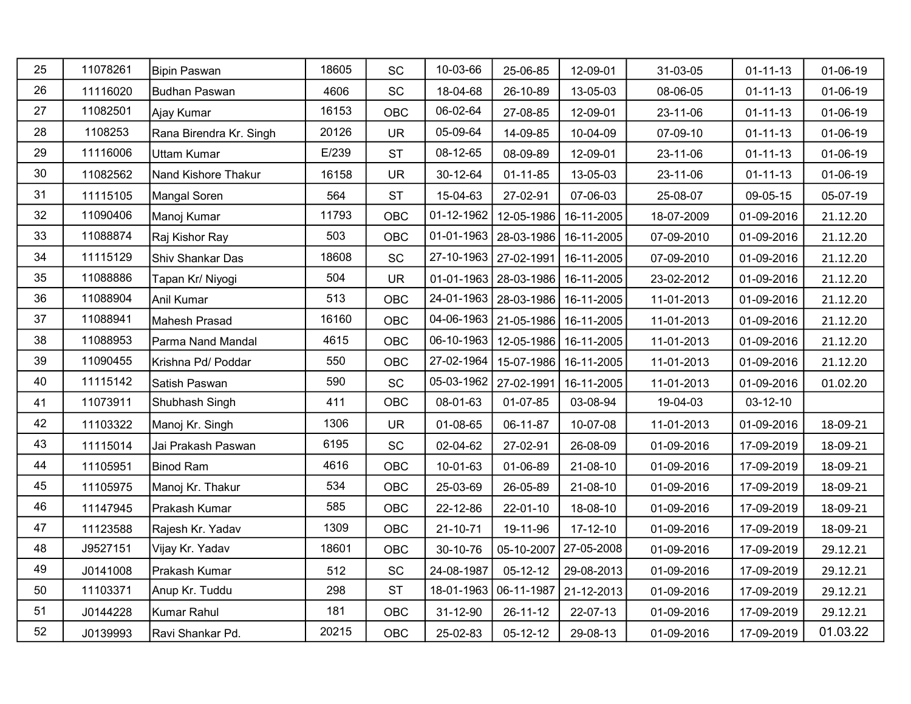| | | | | | | | | | | |
|---|---|---|---|---|---|---|---|---|---|---|
| 25 | 11078261 | Bipin Paswan | 18605 | SC | 10-03-66 | 25-06-85 | 12-09-01 | 31-03-05 | 01-11-13 | 01-06-19 |
| 26 | 11116020 | Budhan Paswan | 4606 | SC | 18-04-68 | 26-10-89 | 13-05-03 | 08-06-05 | 01-11-13 | 01-06-19 |
| 27 | 11082501 | Ajay Kumar | 16153 | OBC | 06-02-64 | 27-08-85 | 12-09-01 | 23-11-06 | 01-11-13 | 01-06-19 |
| 28 | 1108253 | Rana Birendra Kr. Singh | 20126 | UR | 05-09-64 | 14-09-85 | 10-04-09 | 07-09-10 | 01-11-13 | 01-06-19 |
| 29 | 11116006 | Uttam Kumar | E/239 | ST | 08-12-65 | 08-09-89 | 12-09-01 | 23-11-06 | 01-11-13 | 01-06-19 |
| 30 | 11082562 | Nand Kishore Thakur | 16158 | UR | 30-12-64 | 01-11-85 | 13-05-03 | 23-11-06 | 01-11-13 | 01-06-19 |
| 31 | 11115105 | Mangal Soren | 564 | ST | 15-04-63 | 27-02-91 | 07-06-03 | 25-08-07 | 09-05-15 | 05-07-19 |
| 32 | 11090406 | Manoj Kumar | 11793 | OBC | 01-12-1962 | 12-05-1986 | 16-11-2005 | 18-07-2009 | 01-09-2016 | 21.12.20 |
| 33 | 11088874 | Raj Kishor Ray | 503 | OBC | 01-01-1963 | 28-03-1986 | 16-11-2005 | 07-09-2010 | 01-09-2016 | 21.12.20 |
| 34 | 11115129 | Shiv Shankar Das | 18608 | SC | 27-10-1963 | 27-02-1991 | 16-11-2005 | 07-09-2010 | 01-09-2016 | 21.12.20 |
| 35 | 11088886 | Tapan Kr/ Niyogi | 504 | UR | 01-01-1963 | 28-03-1986 | 16-11-2005 | 23-02-2012 | 01-09-2016 | 21.12.20 |
| 36 | 11088904 | Anil Kumar | 513 | OBC | 24-01-1963 | 28-03-1986 | 16-11-2005 | 11-01-2013 | 01-09-2016 | 21.12.20 |
| 37 | 11088941 | Mahesh Prasad | 16160 | OBC | 04-06-1963 | 21-05-1986 | 16-11-2005 | 11-01-2013 | 01-09-2016 | 21.12.20 |
| 38 | 11088953 | Parma Nand Mandal | 4615 | OBC | 06-10-1963 | 12-05-1986 | 16-11-2005 | 11-01-2013 | 01-09-2016 | 21.12.20 |
| 39 | 11090455 | Krishna Pd/ Poddar | 550 | OBC | 27-02-1964 | 15-07-1986 | 16-11-2005 | 11-01-2013 | 01-09-2016 | 21.12.20 |
| 40 | 11115142 | Satish Paswan | 590 | SC | 05-03-1962 | 27-02-1991 | 16-11-2005 | 11-01-2013 | 01-09-2016 | 01.02.20 |
| 41 | 11073911 | Shubhash Singh | 411 | OBC | 08-01-63 | 01-07-85 | 03-08-94 | 19-04-03 | 03-12-10 | |
| 42 | 11103322 | Manoj Kr. Singh | 1306 | UR | 01-08-65 | 06-11-87 | 10-07-08 | 11-01-2013 | 01-09-2016 | 18-09-21 |
| 43 | 11115014 | Jai Prakash Paswan | 6195 | SC | 02-04-62 | 27-02-91 | 26-08-09 | 01-09-2016 | 17-09-2019 | 18-09-21 |
| 44 | 11105951 | Binod Ram | 4616 | OBC | 10-01-63 | 01-06-89 | 21-08-10 | 01-09-2016 | 17-09-2019 | 18-09-21 |
| 45 | 11105975 | Manoj Kr. Thakur | 534 | OBC | 25-03-69 | 26-05-89 | 21-08-10 | 01-09-2016 | 17-09-2019 | 18-09-21 |
| 46 | 11147945 | Prakash Kumar | 585 | OBC | 22-12-86 | 22-01-10 | 18-08-10 | 01-09-2016 | 17-09-2019 | 18-09-21 |
| 47 | 11123588 | Rajesh Kr. Yadav | 1309 | OBC | 21-10-71 | 19-11-96 | 17-12-10 | 01-09-2016 | 17-09-2019 | 18-09-21 |
| 48 | J9527151 | Vijay Kr. Yadav | 18601 | OBC | 30-10-76 | 05-10-2007 | 27-05-2008 | 01-09-2016 | 17-09-2019 | 29.12.21 |
| 49 | J0141008 | Prakash Kumar | 512 | SC | 24-08-1987 | 05-12-12 | 29-08-2013 | 01-09-2016 | 17-09-2019 | 29.12.21 |
| 50 | 11103371 | Anup Kr. Tuddu | 298 | ST | 18-01-1963 | 06-11-1987 | 21-12-2013 | 01-09-2016 | 17-09-2019 | 29.12.21 |
| 51 | J0144228 | Kumar Rahul | 181 | OBC | 31-12-90 | 26-11-12 | 22-07-13 | 01-09-2016 | 17-09-2019 | 29.12.21 |
| 52 | J0139993 | Ravi Shankar Pd. | 20215 | OBC | 25-02-83 | 05-12-12 | 29-08-13 | 01-09-2016 | 17-09-2019 | 01.03.22 |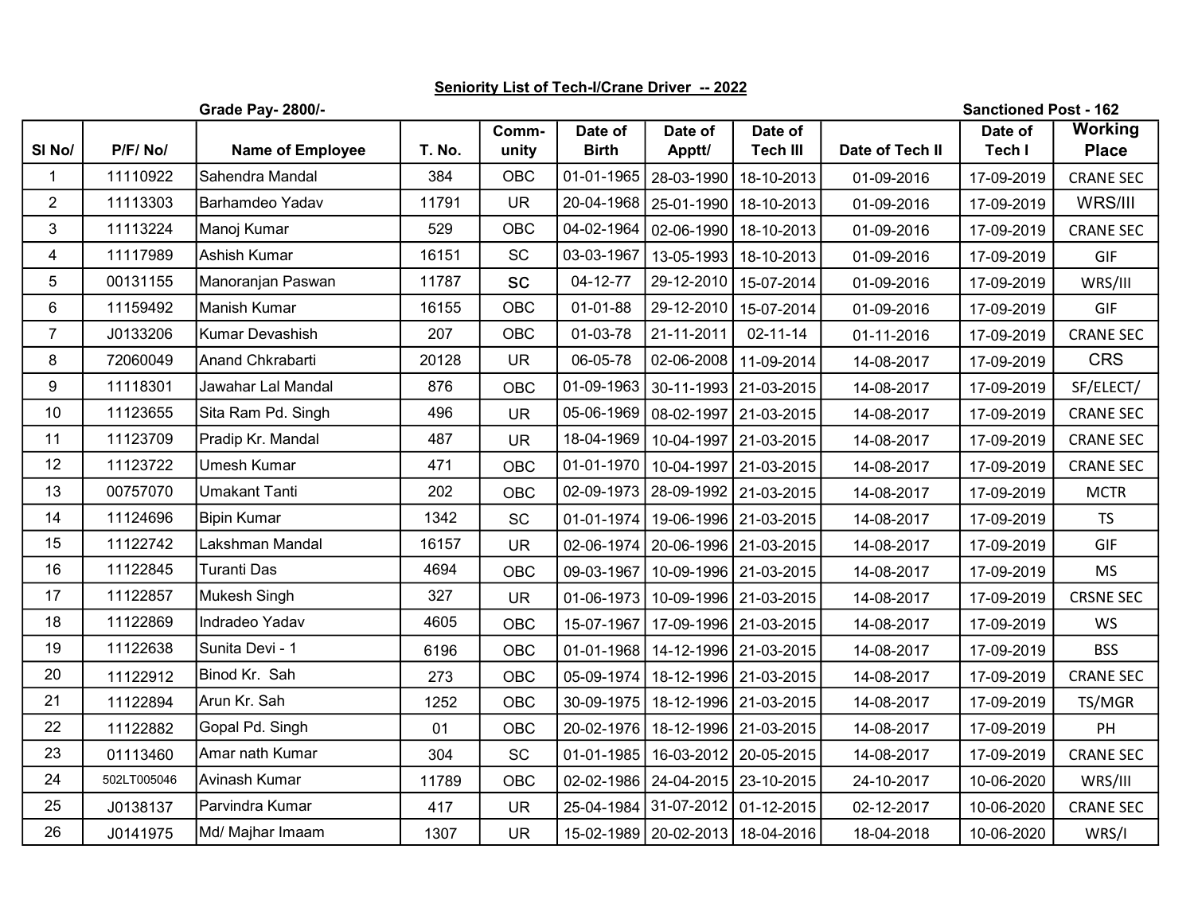## Seniority List of Tech-I/Crane Driver -- 2022

**Grade Pay- 2800/-** **Sanctioned Post - 162**

| Sl No/ | P/F/ No/ | Name of Employee | T. No. | Comm-unity | Date of Birth | Date of Apptt/ | Date of Tech III | Date of Tech II | Date of Tech I | Working Place |
|---|---|---|---|---|---|---|---|---|---|---|
| 1 | 11110922 | Sahendra Mandal | 384 | OBC | 01-01-1965 | 28-03-1990 | 18-10-2013 | 01-09-2016 | 17-09-2019 | CRANE SEC |
| 2 | 11113303 | Barhamdeo Yadav | 11791 | UR | 20-04-1968 | 25-01-1990 | 18-10-2013 | 01-09-2016 | 17-09-2019 | WRS/III |
| 3 | 11113224 | Manoj Kumar | 529 | OBC | 04-02-1964 | 02-06-1990 | 18-10-2013 | 01-09-2016 | 17-09-2019 | CRANE SEC |
| 4 | 11117989 | Ashish Kumar | 16151 | SC | 03-03-1967 | 13-05-1993 | 18-10-2013 | 01-09-2016 | 17-09-2019 | GIF |
| 5 | 00131155 | Manoranjan Paswan | 11787 | SC | 04-12-77 | 29-12-2010 | 15-07-2014 | 01-09-2016 | 17-09-2019 | WRS/III |
| 6 | 11159492 | Manish Kumar | 16155 | OBC | 01-01-88 | 29-12-2010 | 15-07-2014 | 01-09-2016 | 17-09-2019 | GIF |
| 7 | J0133206 | Kumar Devashish | 207 | OBC | 01-03-78 | 21-11-2011 | 02-11-14 | 01-11-2016 | 17-09-2019 | CRANE SEC |
| 8 | 72060049 | Anand Chkrabarti | 20128 | UR | 06-05-78 | 02-06-2008 | 11-09-2014 | 14-08-2017 | 17-09-2019 | CRS |
| 9 | 11118301 | Jawahar Lal Mandal | 876 | OBC | 01-09-1963 | 30-11-1993 | 21-03-2015 | 14-08-2017 | 17-09-2019 | SF/ELECT/ |
| 10 | 11123655 | Sita Ram Pd. Singh | 496 | UR | 05-06-1969 | 08-02-1997 | 21-03-2015 | 14-08-2017 | 17-09-2019 | CRANE SEC |
| 11 | 11123709 | Pradip Kr. Mandal | 487 | UR | 18-04-1969 | 10-04-1997 | 21-03-2015 | 14-08-2017 | 17-09-2019 | CRANE SEC |
| 12 | 11123722 | Umesh Kumar | 471 | OBC | 01-01-1970 | 10-04-1997 | 21-03-2015 | 14-08-2017 | 17-09-2019 | CRANE SEC |
| 13 | 00757070 | Umakant Tanti | 202 | OBC | 02-09-1973 | 28-09-1992 | 21-03-2015 | 14-08-2017 | 17-09-2019 | MCTR |
| 14 | 11124696 | Bipin Kumar | 1342 | SC | 01-01-1974 | 19-06-1996 | 21-03-2015 | 14-08-2017 | 17-09-2019 | TS |
| 15 | 11122742 | Lakshman Mandal | 16157 | UR | 02-06-1974 | 20-06-1996 | 21-03-2015 | 14-08-2017 | 17-09-2019 | GIF |
| 16 | 11122845 | Turanti Das | 4694 | OBC | 09-03-1967 | 10-09-1996 | 21-03-2015 | 14-08-2017 | 17-09-2019 | MS |
| 17 | 11122857 | Mukesh Singh | 327 | UR | 01-06-1973 | 10-09-1996 | 21-03-2015 | 14-08-2017 | 17-09-2019 | CRSNE SEC |
| 18 | 11122869 | Indradeo Yadav | 4605 | OBC | 15-07-1967 | 17-09-1996 | 21-03-2015 | 14-08-2017 | 17-09-2019 | WS |
| 19 | 11122638 | Sunita Devi - 1 | 6196 | OBC | 01-01-1968 | 14-12-1996 | 21-03-2015 | 14-08-2017 | 17-09-2019 | BSS |
| 20 | 11122912 | Binod Kr. Sah | 273 | OBC | 05-09-1974 | 18-12-1996 | 21-03-2015 | 14-08-2017 | 17-09-2019 | CRANE SEC |
| 21 | 11122894 | Arun Kr. Sah | 1252 | OBC | 30-09-1975 | 18-12-1996 | 21-03-2015 | 14-08-2017 | 17-09-2019 | TS/MGR |
| 22 | 11122882 | Gopal Pd. Singh | 01 | OBC | 20-02-1976 | 18-12-1996 | 21-03-2015 | 14-08-2017 | 17-09-2019 | PH |
| 23 | 01113460 | Amar nath Kumar | 304 | SC | 01-01-1985 | 16-03-2012 | 20-05-2015 | 14-08-2017 | 17-09-2019 | CRANE SEC |
| 24 | 502LT005046 | Avinash Kumar | 11789 | OBC | 02-02-1986 | 24-04-2015 | 23-10-2015 | 24-10-2017 | 10-06-2020 | WRS/III |
| 25 | J0138137 | Parvindra Kumar | 417 | UR | 25-04-1984 | 31-07-2012 | 01-12-2015 | 02-12-2017 | 10-06-2020 | CRANE SEC |
| 26 | J0141975 | Md/ Majhar Imaam | 1307 | UR | 15-02-1989 | 20-02-2013 | 18-04-2016 | 18-04-2018 | 10-06-2020 | WRS/I |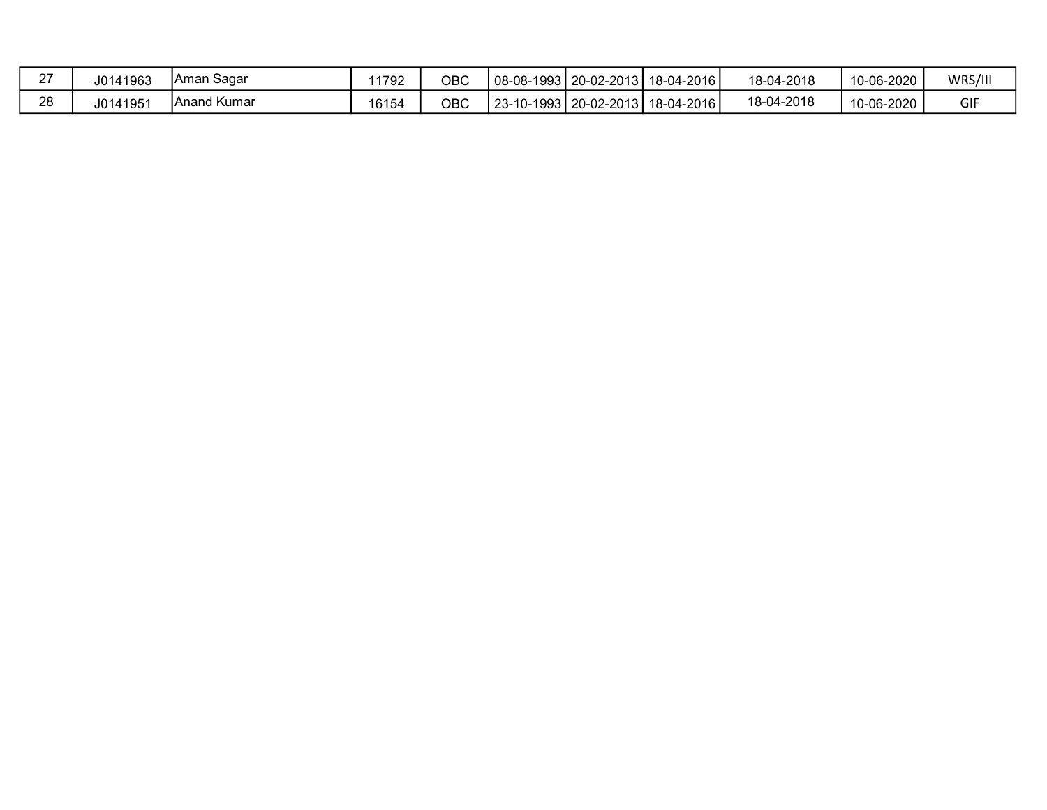| | | | | | | | | | | |
|---|---|---|---|---|---|---|---|---|---|---|
| 27 | J0141963 | Aman Sagar | 11792 | OBC | 08-08-1993 | 20-02-2013 | 18-04-2016 | 18-04-2018 | 10-06-2020 | WRS/III |
| 28 | J0141951 | Anand Kumar | 16154 | OBC | 23-10-1993 | 20-02-2013 | 18-04-2016 | 18-04-2018 | 10-06-2020 | GIF |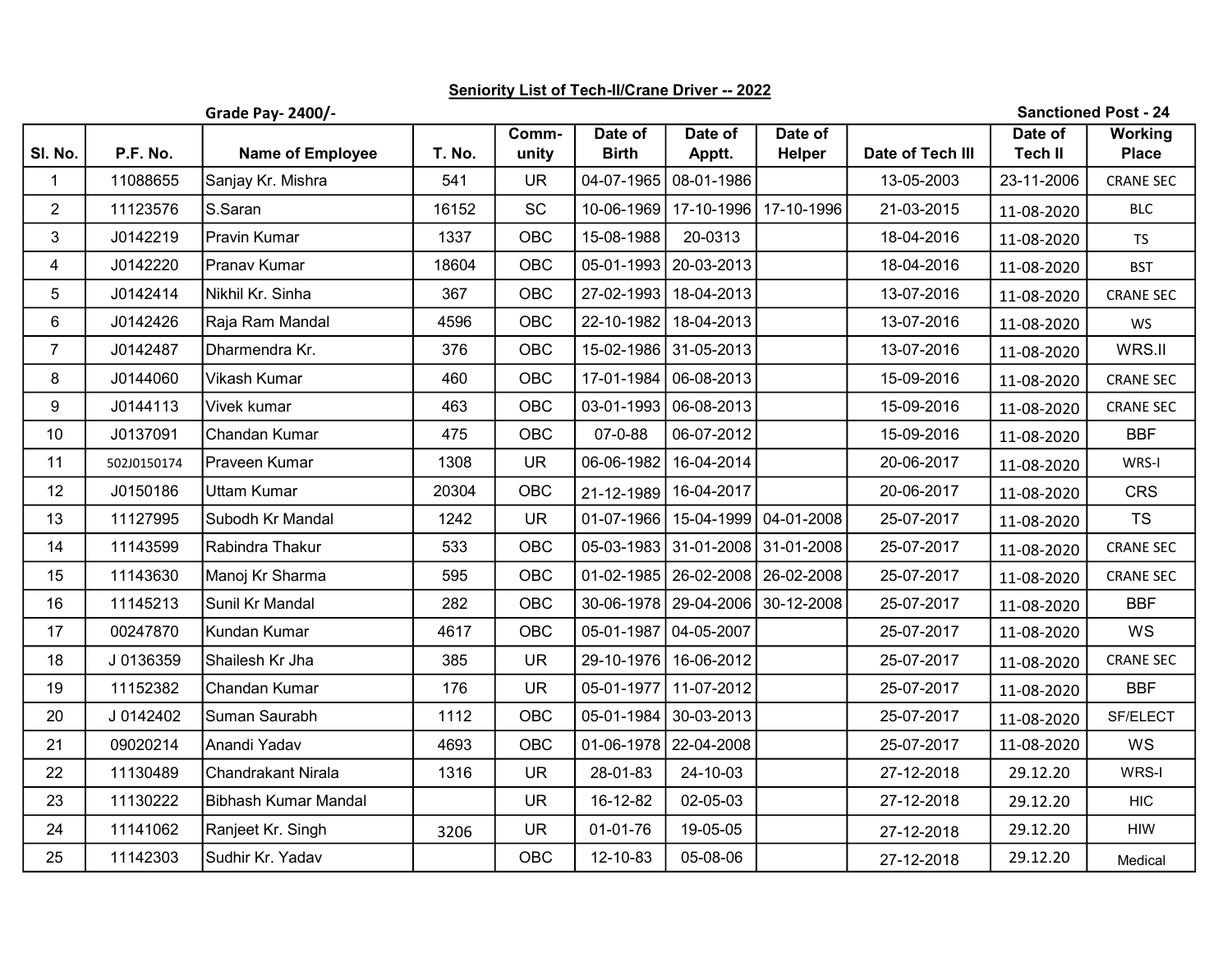## Seniority List of Tech-II/Crane Driver -- 2022

**Grade Pay- 2400/-** **Sanctioned Post - 24**

| Sl. No. | P.F. No. | Name of Employee | T. No. | Comm-unity | Date of Birth | Date of Apptt. | Date of Helper | Date of Tech III | Date of Tech II | Working Place |
|---|---|---|---|---|---|---|---|---|---|---|
| 1 | 11088655 | Sanjay Kr. Mishra | 541 | UR | 04-07-1965 | 08-01-1986 | | 13-05-2003 | 23-11-2006 | CRANE SEC |
| 2 | 11123576 | S.Saran | 16152 | SC | 10-06-1969 | 17-10-1996 | 17-10-1996 | 21-03-2015 | 11-08-2020 | BLC |
| 3 | J0142219 | Pravin Kumar | 1337 | OBC | 15-08-1988 | 20-0313 | | 18-04-2016 | 11-08-2020 | TS |
| 4 | J0142220 | Pranav Kumar | 18604 | OBC | 05-01-1993 | 20-03-2013 | | 18-04-2016 | 11-08-2020 | BST |
| 5 | J0142414 | Nikhil Kr. Sinha | 367 | OBC | 27-02-1993 | 18-04-2013 | | 13-07-2016 | 11-08-2020 | CRANE SEC |
| 6 | J0142426 | Raja Ram Mandal | 4596 | OBC | 22-10-1982 | 18-04-2013 | | 13-07-2016 | 11-08-2020 | WS |
| 7 | J0142487 | Dharmendra Kr. | 376 | OBC | 15-02-1986 | 31-05-2013 | | 13-07-2016 | 11-08-2020 | WRS.II |
| 8 | J0144060 | Vikash Kumar | 460 | OBC | 17-01-1984 | 06-08-2013 | | 15-09-2016 | 11-08-2020 | CRANE SEC |
| 9 | J0144113 | Vivek kumar | 463 | OBC | 03-01-1993 | 06-08-2013 | | 15-09-2016 | 11-08-2020 | CRANE SEC |
| 10 | J0137091 | Chandan Kumar | 475 | OBC | 07-0-88 | 06-07-2012 | | 15-09-2016 | 11-08-2020 | BBF |
| 11 | 502J0150174 | Praveen Kumar | 1308 | UR | 06-06-1982 | 16-04-2014 | | 20-06-2017 | 11-08-2020 | WRS-I |
| 12 | J0150186 | Uttam Kumar | 20304 | OBC | 21-12-1989 | 16-04-2017 | | 20-06-2017 | 11-08-2020 | CRS |
| 13 | 11127995 | Subodh Kr Mandal | 1242 | UR | 01-07-1966 | 15-04-1999 | 04-01-2008 | 25-07-2017 | 11-08-2020 | TS |
| 14 | 11143599 | Rabindra Thakur | 533 | OBC | 05-03-1983 | 31-01-2008 | 31-01-2008 | 25-07-2017 | 11-08-2020 | CRANE SEC |
| 15 | 11143630 | Manoj Kr Sharma | 595 | OBC | 01-02-1985 | 26-02-2008 | 26-02-2008 | 25-07-2017 | 11-08-2020 | CRANE SEC |
| 16 | 11145213 | Sunil Kr Mandal | 282 | OBC | 30-06-1978 | 29-04-2006 | 30-12-2008 | 25-07-2017 | 11-08-2020 | BBF |
| 17 | 00247870 | Kundan Kumar | 4617 | OBC | 05-01-1987 | 04-05-2007 | | 25-07-2017 | 11-08-2020 | WS |
| 18 | J 0136359 | Shailesh Kr Jha | 385 | UR | 29-10-1976 | 16-06-2012 | | 25-07-2017 | 11-08-2020 | CRANE SEC |
| 19 | 11152382 | Chandan Kumar | 176 | UR | 05-01-1977 | 11-07-2012 | | 25-07-2017 | 11-08-2020 | BBF |
| 20 | J 0142402 | Suman Saurabh | 1112 | OBC | 05-01-1984 | 30-03-2013 | | 25-07-2017 | 11-08-2020 | SF/ELECT |
| 21 | 09020214 | Anandi Yadav | 4693 | OBC | 01-06-1978 | 22-04-2008 | | 25-07-2017 | 11-08-2020 | WS |
| 22 | 11130489 | Chandrakant Nirala | 1316 | UR | 28-01-83 | 24-10-03 | | 27-12-2018 | 29.12.20 | WRS-I |
| 23 | 11130222 | Bibhash Kumar Mandal | | UR | 16-12-82 | 02-05-03 | | 27-12-2018 | 29.12.20 | HIC |
| 24 | 11141062 | Ranjeet Kr. Singh | 3206 | UR | 01-01-76 | 19-05-05 | | 27-12-2018 | 29.12.20 | HIW |
| 25 | 11142303 | Sudhir Kr. Yadav | | OBC | 12-10-83 | 05-08-06 | | 27-12-2018 | 29.12.20 | Medical |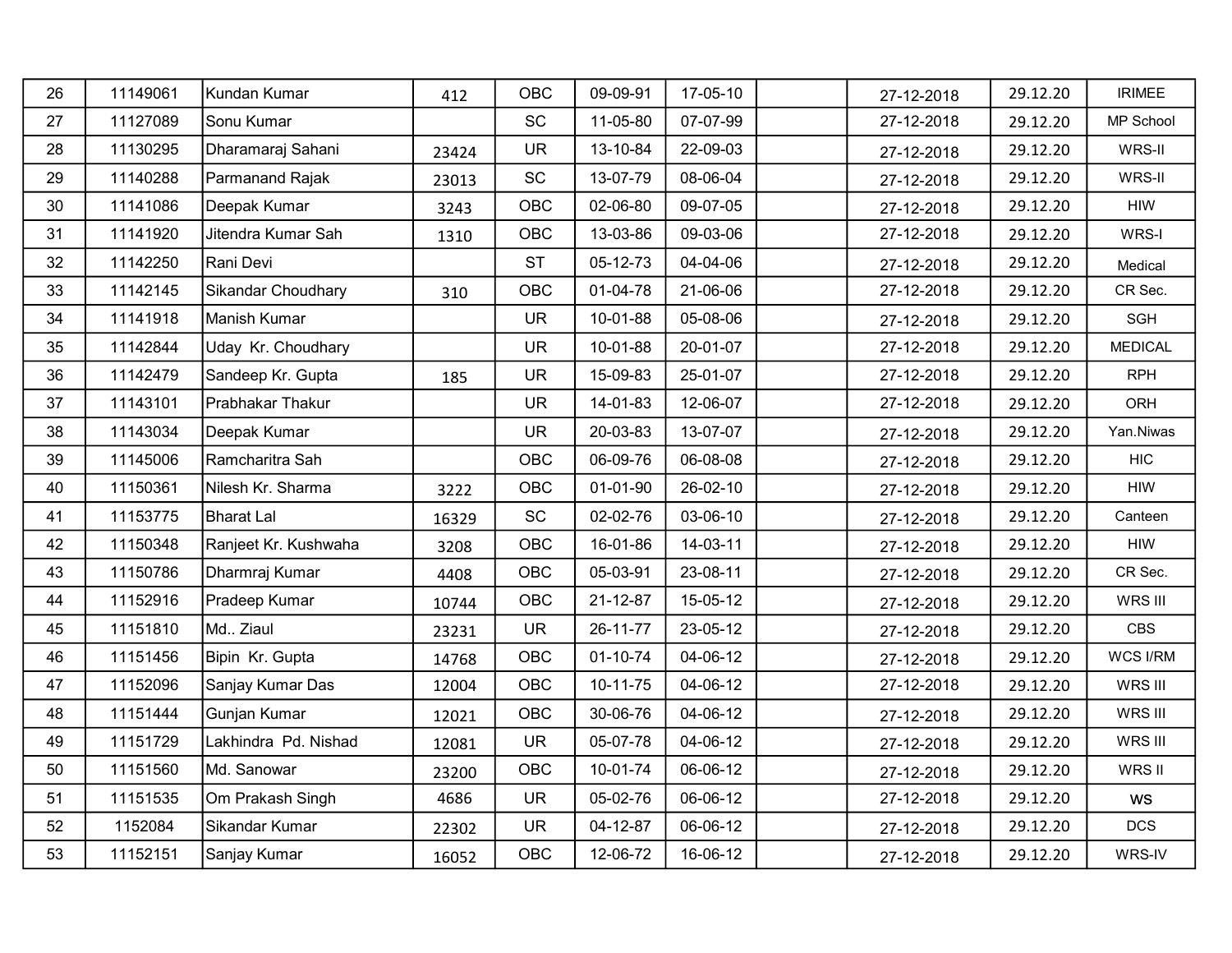| | | | | | | | | | | |
|---|---|---|---|---|---|---|---|---|---|---|
| 26 | 11149061 | Kundan Kumar | 412 | OBC | 09-09-91 | 17-05-10 | | 27-12-2018 | 29.12.20 | IRIMEE |
| 27 | 11127089 | Sonu Kumar | | SC | 11-05-80 | 07-07-99 | | 27-12-2018 | 29.12.20 | MP School |
| 28 | 11130295 | Dharamaraj Sahani | 23424 | UR | 13-10-84 | 22-09-03 | | 27-12-2018 | 29.12.20 | WRS-II |
| 29 | 11140288 | Parmanand Rajak | 23013 | SC | 13-07-79 | 08-06-04 | | 27-12-2018 | 29.12.20 | WRS-II |
| 30 | 11141086 | Deepak Kumar | 3243 | OBC | 02-06-80 | 09-07-05 | | 27-12-2018 | 29.12.20 | HIW |
| 31 | 11141920 | Jitendra Kumar Sah | 1310 | OBC | 13-03-86 | 09-03-06 | | 27-12-2018 | 29.12.20 | WRS-I |
| 32 | 11142250 | Rani Devi | | ST | 05-12-73 | 04-04-06 | | 27-12-2018 | 29.12.20 | Medical |
| 33 | 11142145 | Sikandar Choudhary | 310 | OBC | 01-04-78 | 21-06-06 | | 27-12-2018 | 29.12.20 | CR Sec. |
| 34 | 11141918 | Manish Kumar | | UR | 10-01-88 | 05-08-06 | | 27-12-2018 | 29.12.20 | SGH |
| 35 | 11142844 | Uday Kr. Choudhary | | UR | 10-01-88 | 20-01-07 | | 27-12-2018 | 29.12.20 | MEDICAL |
| 36 | 11142479 | Sandeep Kr. Gupta | 185 | UR | 15-09-83 | 25-01-07 | | 27-12-2018 | 29.12.20 | RPH |
| 37 | 11143101 | Prabhakar Thakur | | UR | 14-01-83 | 12-06-07 | | 27-12-2018 | 29.12.20 | ORH |
| 38 | 11143034 | Deepak Kumar | | UR | 20-03-83 | 13-07-07 | | 27-12-2018 | 29.12.20 | Yan.Niwas |
| 39 | 11145006 | Ramcharitra Sah | | OBC | 06-09-76 | 06-08-08 | | 27-12-2018 | 29.12.20 | HIC |
| 40 | 11150361 | Nilesh Kr. Sharma | 3222 | OBC | 01-01-90 | 26-02-10 | | 27-12-2018 | 29.12.20 | HIW |
| 41 | 11153775 | Bharat Lal | 16329 | SC | 02-02-76 | 03-06-10 | | 27-12-2018 | 29.12.20 | Canteen |
| 42 | 11150348 | Ranjeet Kr. Kushwaha | 3208 | OBC | 16-01-86 | 14-03-11 | | 27-12-2018 | 29.12.20 | HIW |
| 43 | 11150786 | Dharmraj Kumar | 4408 | OBC | 05-03-91 | 23-08-11 | | 27-12-2018 | 29.12.20 | CR Sec. |
| 44 | 11152916 | Pradeep Kumar | 10744 | OBC | 21-12-87 | 15-05-12 | | 27-12-2018 | 29.12.20 | WRS III |
| 45 | 11151810 | Md.. Ziaul | 23231 | UR | 26-11-77 | 23-05-12 | | 27-12-2018 | 29.12.20 | CBS |
| 46 | 11151456 | Bipin Kr. Gupta | 14768 | OBC | 01-10-74 | 04-06-12 | | 27-12-2018 | 29.12.20 | WCS I/RM |
| 47 | 11152096 | Sanjay Kumar Das | 12004 | OBC | 10-11-75 | 04-06-12 | | 27-12-2018 | 29.12.20 | WRS III |
| 48 | 11151444 | Gunjan Kumar | 12021 | OBC | 30-06-76 | 04-06-12 | | 27-12-2018 | 29.12.20 | WRS III |
| 49 | 11151729 | Lakhindra Pd. Nishad | 12081 | UR | 05-07-78 | 04-06-12 | | 27-12-2018 | 29.12.20 | WRS III |
| 50 | 11151560 | Md. Sanowar | 23200 | OBC | 10-01-74 | 06-06-12 | | 27-12-2018 | 29.12.20 | WRS II |
| 51 | 11151535 | Om Prakash Singh | 4686 | UR | 05-02-76 | 06-06-12 | | 27-12-2018 | 29.12.20 | WS |
| 52 | 1152084 | Sikandar Kumar | 22302 | UR | 04-12-87 | 06-06-12 | | 27-12-2018 | 29.12.20 | DCS |
| 53 | 11152151 | Sanjay Kumar | 16052 | OBC | 12-06-72 | 16-06-12 | | 27-12-2018 | 29.12.20 | WRS-IV |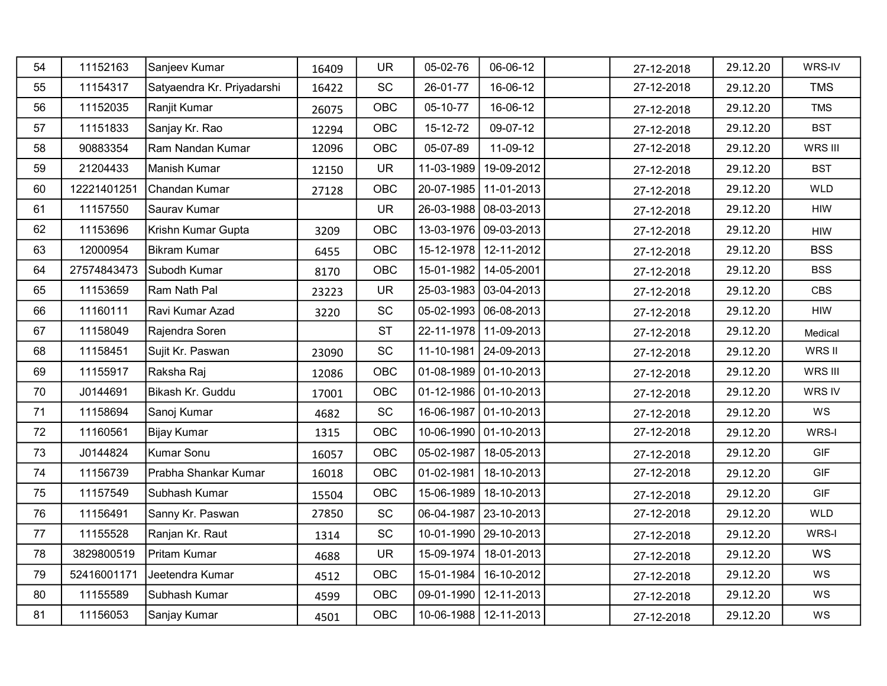| | | | | | | | | | | |
|---|---|---|---|---|---|---|---|---|---|---|
| 54 | 11152163 | Sanjeev Kumar | 16409 | UR | 05-02-76 | 06-06-12 | | 27-12-2018 | 29.12.20 | WRS-IV |
| 55 | 11154317 | Satyaendra Kr. Priyadarshi | 16422 | SC | 26-01-77 | 16-06-12 | | 27-12-2018 | 29.12.20 | TMS |
| 56 | 11152035 | Ranjit Kumar | 26075 | OBC | 05-10-77 | 16-06-12 | | 27-12-2018 | 29.12.20 | TMS |
| 57 | 11151833 | Sanjay Kr. Rao | 12294 | OBC | 15-12-72 | 09-07-12 | | 27-12-2018 | 29.12.20 | BST |
| 58 | 90883354 | Ram Nandan Kumar | 12096 | OBC | 05-07-89 | 11-09-12 | | 27-12-2018 | 29.12.20 | WRS III |
| 59 | 21204433 | Manish Kumar | 12150 | UR | 11-03-1989 | 19-09-2012 | | 27-12-2018 | 29.12.20 | BST |
| 60 | 12221401251 | Chandan Kumar | 27128 | OBC | 20-07-1985 | 11-01-2013 | | 27-12-2018 | 29.12.20 | WLD |
| 61 | 11157550 | Saurav Kumar | | UR | 26-03-1988 | 08-03-2013 | | 27-12-2018 | 29.12.20 | HIW |
| 62 | 11153696 | Krishn Kumar Gupta | 3209 | OBC | 13-03-1976 | 09-03-2013 | | 27-12-2018 | 29.12.20 | HIW |
| 63 | 12000954 | Bikram Kumar | 6455 | OBC | 15-12-1978 | 12-11-2012 | | 27-12-2018 | 29.12.20 | BSS |
| 64 | 27574843473 | Subodh Kumar | 8170 | OBC | 15-01-1982 | 14-05-2001 | | 27-12-2018 | 29.12.20 | BSS |
| 65 | 11153659 | Ram Nath Pal | 23223 | UR | 25-03-1983 | 03-04-2013 | | 27-12-2018 | 29.12.20 | CBS |
| 66 | 11160111 | Ravi Kumar Azad | 3220 | SC | 05-02-1993 | 06-08-2013 | | 27-12-2018 | 29.12.20 | HIW |
| 67 | 11158049 | Rajendra Soren | | ST | 22-11-1978 | 11-09-2013 | | 27-12-2018 | 29.12.20 | Medical |
| 68 | 11158451 | Sujit Kr. Paswan | 23090 | SC | 11-10-1981 | 24-09-2013 | | 27-12-2018 | 29.12.20 | WRS II |
| 69 | 11155917 | Raksha Raj | 12086 | OBC | 01-08-1989 | 01-10-2013 | | 27-12-2018 | 29.12.20 | WRS III |
| 70 | J0144691 | Bikash Kr. Guddu | 17001 | OBC | 01-12-1986 | 01-10-2013 | | 27-12-2018 | 29.12.20 | WRS IV |
| 71 | 11158694 | Sanoj Kumar | 4682 | SC | 16-06-1987 | 01-10-2013 | | 27-12-2018 | 29.12.20 | WS |
| 72 | 11160561 | Bijay Kumar | 1315 | OBC | 10-06-1990 | 01-10-2013 | | 27-12-2018 | 29.12.20 | WRS-I |
| 73 | J0144824 | Kumar Sonu | 16057 | OBC | 05-02-1987 | 18-05-2013 | | 27-12-2018 | 29.12.20 | GIF |
| 74 | 11156739 | Prabha Shankar Kumar | 16018 | OBC | 01-02-1981 | 18-10-2013 | | 27-12-2018 | 29.12.20 | GIF |
| 75 | 11157549 | Subhash Kumar | 15504 | OBC | 15-06-1989 | 18-10-2013 | | 27-12-2018 | 29.12.20 | GIF |
| 76 | 11156491 | Sanny Kr. Paswan | 27850 | SC | 06-04-1987 | 23-10-2013 | | 27-12-2018 | 29.12.20 | WLD |
| 77 | 11155528 | Ranjan Kr. Raut | 1314 | SC | 10-01-1990 | 29-10-2013 | | 27-12-2018 | 29.12.20 | WRS-I |
| 78 | 3829800519 | Pritam Kumar | 4688 | UR | 15-09-1974 | 18-01-2013 | | 27-12-2018 | 29.12.20 | WS |
| 79 | 52416001171 | Jeetendra Kumar | 4512 | OBC | 15-01-1984 | 16-10-2012 | | 27-12-2018 | 29.12.20 | WS |
| 80 | 11155589 | Subhash Kumar | 4599 | OBC | 09-01-1990 | 12-11-2013 | | 27-12-2018 | 29.12.20 | WS |
| 81 | 11156053 | Sanjay Kumar | 4501 | OBC | 10-06-1988 | 12-11-2013 | | 27-12-2018 | 29.12.20 | WS |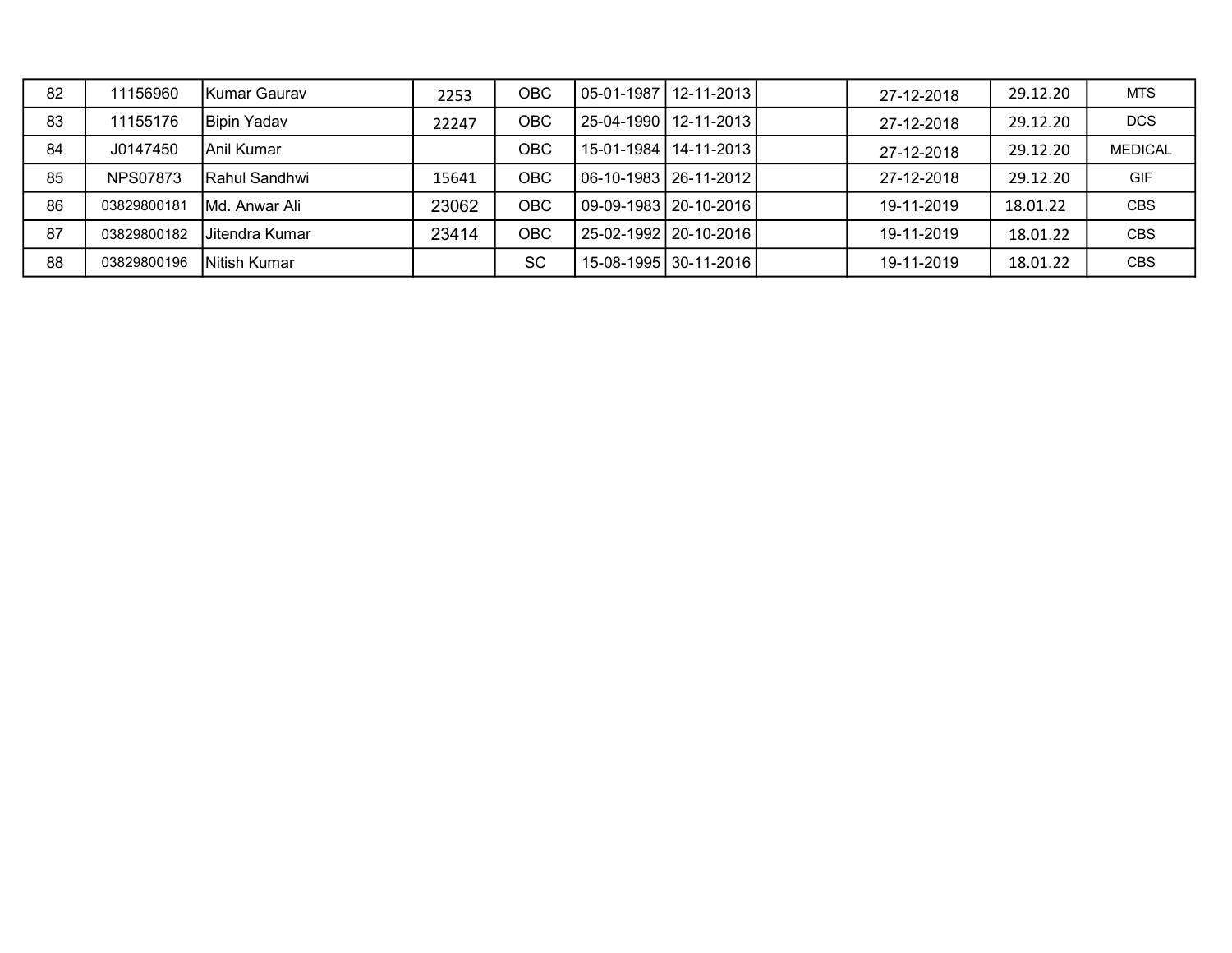| | | | | | | | | | | |
|---|---|---|---|---|---|---|---|---|---|---|
| 82 | 11156960 | Kumar Gaurav | 2253 | OBC | 05-01-1987 | 12-11-2013 | | 27-12-2018 | 29.12.20 | MTS |
| 83 | 11155176 | Bipin Yadav | 22247 | OBC | 25-04-1990 | 12-11-2013 | | 27-12-2018 | 29.12.20 | DCS |
| 84 | J0147450 | Anil Kumar | | OBC | 15-01-1984 | 14-11-2013 | | 27-12-2018 | 29.12.20 | MEDICAL |
| 85 | NPS07873 | Rahul Sandhwi | 15641 | OBC | 06-10-1983 | 26-11-2012 | | 27-12-2018 | 29.12.20 | GIF |
| 86 | 03829800181 | Md. Anwar Ali | 23062 | OBC | 09-09-1983 | 20-10-2016 | | 19-11-2019 | 18.01.22 | CBS |
| 87 | 03829800182 | Jitendra Kumar | 23414 | OBC | 25-02-1992 | 20-10-2016 | | 19-11-2019 | 18.01.22 | CBS |
| 88 | 03829800196 | Nitish Kumar | | SC | 15-08-1995 | 30-11-2016 | | 19-11-2019 | 18.01.22 | CBS |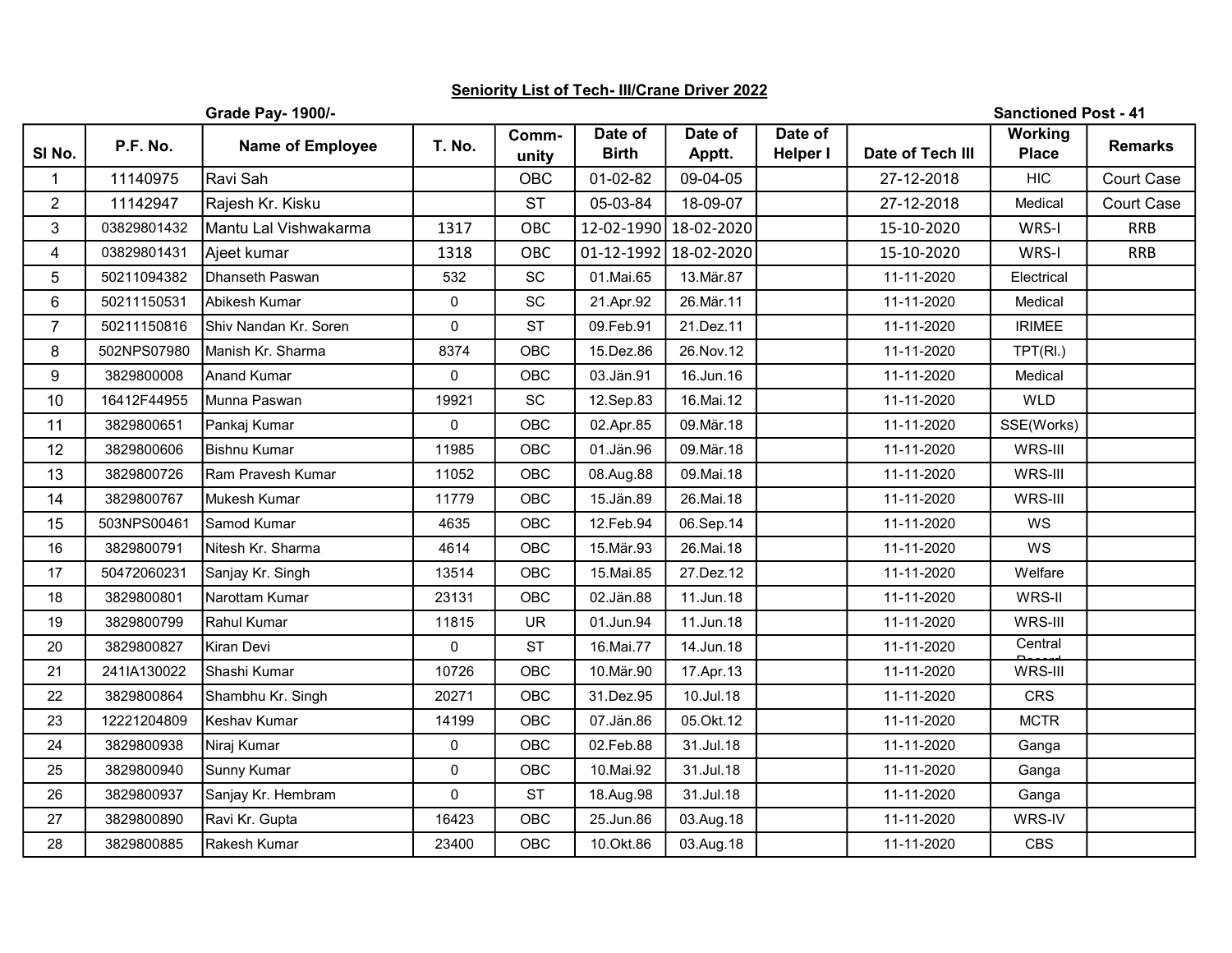## Seniority List of Tech- III/Crane Driver 2022

**Grade Pay- 1900/-** **Sanctioned Post - 41**

| Sl No. | P.F. No. | Name of Employee | T. No. | Comm-unity | Date of Birth | Date of Apptt. | Date of Helper I | Date of Tech III | Working Place | Remarks |
|---|---|---|---|---|---|---|---|---|---|---|
| 1 | 11140975 | Ravi Sah | | OBC | 01-02-82 | 09-04-05 | | 27-12-2018 | HIC | Court Case |
| 2 | 11142947 | Rajesh Kr. Kisku | | ST | 05-03-84 | 18-09-07 | | 27-12-2018 | Medical | Court Case |
| 3 | 03829801432 | Mantu Lal Vishwakarma | 1317 | OBC | 12-02-1990 | 18-02-2020 | | 15-10-2020 | WRS-I | RRB |
| 4 | 03829801431 | Ajeet kumar | 1318 | OBC | 01-12-1992 | 18-02-2020 | | 15-10-2020 | WRS-I | RRB |
| 5 | 50211094382 | Dhanseth Paswan | 532 | SC | 01.Mai.65 | 13.Mär.87 | | 11-11-2020 | Electrical | |
| 6 | 50211150531 | Abikesh Kumar | 0 | SC | 21.Apr.92 | 26.Mär.11 | | 11-11-2020 | Medical | |
| 7 | 50211150816 | Shiv Nandan Kr. Soren | 0 | ST | 09.Feb.91 | 21.Dez.11 | | 11-11-2020 | IRIMEE | |
| 8 | 502NPS07980 | Manish Kr. Sharma | 8374 | OBC | 15.Dez.86 | 26.Nov.12 | | 11-11-2020 | TPT(Rl.) | |
| 9 | 3829800008 | Anand Kumar | 0 | OBC | 03.Jän.91 | 16.Jun.16 | | 11-11-2020 | Medical | |
| 10 | 16412F44955 | Munna Paswan | 19921 | SC | 12.Sep.83 | 16.Mai.12 | | 11-11-2020 | WLD | |
| 11 | 3829800651 | Pankaj Kumar | 0 | OBC | 02.Apr.85 | 09.Mär.18 | | 11-11-2020 | SSE(Works) | |
| 12 | 3829800606 | Bishnu Kumar | 11985 | OBC | 01.Jän.96 | 09.Mär.18 | | 11-11-2020 | WRS-III | |
| 13 | 3829800726 | Ram Pravesh Kumar | 11052 | OBC | 08.Aug.88 | 09.Mai.18 | | 11-11-2020 | WRS-III | |
| 14 | 3829800767 | Mukesh Kumar | 11779 | OBC | 15.Jän.89 | 26.Mai.18 | | 11-11-2020 | WRS-III | |
| 15 | 503NPS00461 | Samod Kumar | 4635 | OBC | 12.Feb.94 | 06.Sep.14 | | 11-11-2020 | WS | |
| 16 | 3829800791 | Nitesh Kr. Sharma | 4614 | OBC | 15.Mär.93 | 26.Mai.18 | | 11-11-2020 | WS | |
| 17 | 50472060231 | Sanjay Kr. Singh | 13514 | OBC | 15.Mai.85 | 27.Dez.12 | | 11-11-2020 | Welfare | |
| 18 | 3829800801 | Narottam Kumar | 23131 | OBC | 02.Jän.88 | 11.Jun.18 | | 11-11-2020 | WRS-II | |
| 19 | 3829800799 | Rahul Kumar | 11815 | UR | 01.Jun.94 | 11.Jun.18 | | 11-11-2020 | WRS-III | |
| 20 | 3829800827 | Kiran Devi | 0 | ST | 16.Mai.77 | 14.Jun.18 | | 11-11-2020 | Central Record | |
| 21 | 241IA130022 | Shashi Kumar | 10726 | OBC | 10.Mär.90 | 17.Apr.13 | | 11-11-2020 | WRS-III | |
| 22 | 3829800864 | Shambhu Kr. Singh | 20271 | OBC | 31.Dez.95 | 10.Jul.18 | | 11-11-2020 | CRS | |
| 23 | 12221204809 | Keshav Kumar | 14199 | OBC | 07.Jän.86 | 05.Okt.12 | | 11-11-2020 | MCTR | |
| 24 | 3829800938 | Niraj Kumar | 0 | OBC | 02.Feb.88 | 31.Jul.18 | | 11-11-2020 | Ganga | |
| 25 | 3829800940 | Sunny Kumar | 0 | OBC | 10.Mai.92 | 31.Jul.18 | | 11-11-2020 | Ganga | |
| 26 | 3829800937 | Sanjay Kr. Hembram | 0 | ST | 18.Aug.98 | 31.Jul.18 | | 11-11-2020 | Ganga | |
| 27 | 3829800890 | Ravi Kr. Gupta | 16423 | OBC | 25.Jun.86 | 03.Aug.18 | | 11-11-2020 | WRS-IV | |
| 28 | 3829800885 | Rakesh Kumar | 23400 | OBC | 10.Okt.86 | 03.Aug.18 | | 11-11-2020 | CBS | |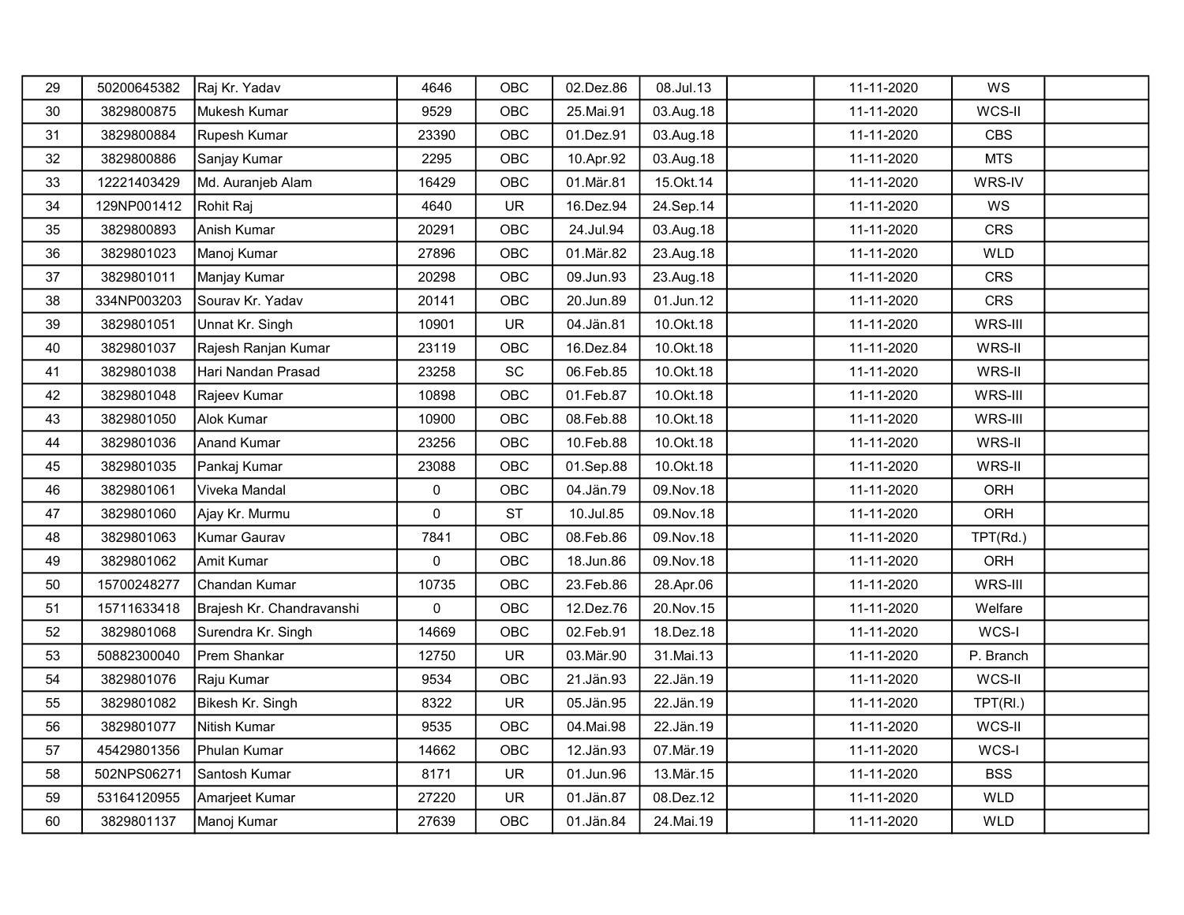| | | | | | | | | | | |
|---|---|---|---|---|---|---|---|---|---|---|
| 29 | 50200645382 | Raj Kr. Yadav | 4646 | OBC | 02.Dez.86 | 08.Jul.13 | | 11-11-2020 | WS | |
| 30 | 3829800875 | Mukesh Kumar | 9529 | OBC | 25.Mai.91 | 03.Aug.18 | | 11-11-2020 | WCS-II | |
| 31 | 3829800884 | Rupesh Kumar | 23390 | OBC | 01.Dez.91 | 03.Aug.18 | | 11-11-2020 | CBS | |
| 32 | 3829800886 | Sanjay Kumar | 2295 | OBC | 10.Apr.92 | 03.Aug.18 | | 11-11-2020 | MTS | |
| 33 | 12221403429 | Md. Auranjeb Alam | 16429 | OBC | 01.Mär.81 | 15.Okt.14 | | 11-11-2020 | WRS-IV | |
| 34 | 129NP001412 | Rohit Raj | 4640 | UR | 16.Dez.94 | 24.Sep.14 | | 11-11-2020 | WS | |
| 35 | 3829800893 | Anish Kumar | 20291 | OBC | 24.Jul.94 | 03.Aug.18 | | 11-11-2020 | CRS | |
| 36 | 3829801023 | Manoj Kumar | 27896 | OBC | 01.Mär.82 | 23.Aug.18 | | 11-11-2020 | WLD | |
| 37 | 3829801011 | Manjay Kumar | 20298 | OBC | 09.Jun.93 | 23.Aug.18 | | 11-11-2020 | CRS | |
| 38 | 334NP003203 | Sourav Kr. Yadav | 20141 | OBC | 20.Jun.89 | 01.Jun.12 | | 11-11-2020 | CRS | |
| 39 | 3829801051 | Unnat Kr. Singh | 10901 | UR | 04.Jän.81 | 10.Okt.18 | | 11-11-2020 | WRS-III | |
| 40 | 3829801037 | Rajesh Ranjan Kumar | 23119 | OBC | 16.Dez.84 | 10.Okt.18 | | 11-11-2020 | WRS-II | |
| 41 | 3829801038 | Hari Nandan Prasad | 23258 | SC | 06.Feb.85 | 10.Okt.18 | | 11-11-2020 | WRS-II | |
| 42 | 3829801048 | Rajeev Kumar | 10898 | OBC | 01.Feb.87 | 10.Okt.18 | | 11-11-2020 | WRS-III | |
| 43 | 3829801050 | Alok Kumar | 10900 | OBC | 08.Feb.88 | 10.Okt.18 | | 11-11-2020 | WRS-III | |
| 44 | 3829801036 | Anand Kumar | 23256 | OBC | 10.Feb.88 | 10.Okt.18 | | 11-11-2020 | WRS-II | |
| 45 | 3829801035 | Pankaj Kumar | 23088 | OBC | 01.Sep.88 | 10.Okt.18 | | 11-11-2020 | WRS-II | |
| 46 | 3829801061 | Viveka Mandal | 0 | OBC | 04.Jän.79 | 09.Nov.18 | | 11-11-2020 | ORH | |
| 47 | 3829801060 | Ajay Kr. Murmu | 0 | ST | 10.Jul.85 | 09.Nov.18 | | 11-11-2020 | ORH | |
| 48 | 3829801063 | Kumar Gaurav | 7841 | OBC | 08.Feb.86 | 09.Nov.18 | | 11-11-2020 | TPT(Rd.) | |
| 49 | 3829801062 | Amit Kumar | 0 | OBC | 18.Jun.86 | 09.Nov.18 | | 11-11-2020 | ORH | |
| 50 | 15700248277 | Chandan Kumar | 10735 | OBC | 23.Feb.86 | 28.Apr.06 | | 11-11-2020 | WRS-III | |
| 51 | 15711633418 | Brajesh Kr. Chandravanshi | 0 | OBC | 12.Dez.76 | 20.Nov.15 | | 11-11-2020 | Welfare | |
| 52 | 3829801068 | Surendra Kr. Singh | 14669 | OBC | 02.Feb.91 | 18.Dez.18 | | 11-11-2020 | WCS-I | |
| 53 | 50882300040 | Prem Shankar | 12750 | UR | 03.Mär.90 | 31.Mai.13 | | 11-11-2020 | P. Branch | |
| 54 | 3829801076 | Raju Kumar | 9534 | OBC | 21.Jän.93 | 22.Jän.19 | | 11-11-2020 | WCS-II | |
| 55 | 3829801082 | Bikesh Kr. Singh | 8322 | UR | 05.Jän.95 | 22.Jän.19 | | 11-11-2020 | TPT(Rl.) | |
| 56 | 3829801077 | Nitish Kumar | 9535 | OBC | 04.Mai.98 | 22.Jän.19 | | 11-11-2020 | WCS-II | |
| 57 | 45429801356 | Phulan Kumar | 14662 | OBC | 12.Jän.93 | 07.Mär.19 | | 11-11-2020 | WCS-I | |
| 58 | 502NPS06271 | Santosh Kumar | 8171 | UR | 01.Jun.96 | 13.Mär.15 | | 11-11-2020 | BSS | |
| 59 | 53164120955 | Amarjeet Kumar | 27220 | UR | 01.Jän.87 | 08.Dez.12 | | 11-11-2020 | WLD | |
| 60 | 3829801137 | Manoj Kumar | 27639 | OBC | 01.Jän.84 | 24.Mai.19 | | 11-11-2020 | WLD | |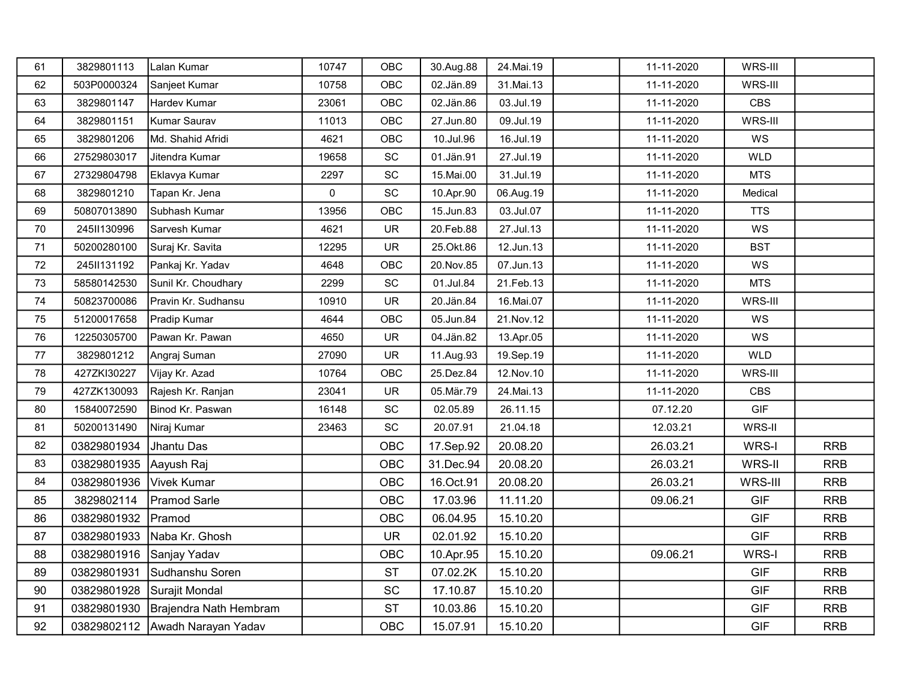| | | | | | | | | | | |
|---|---|---|---|---|---|---|---|---|---|---|
| 61 | 3829801113 | Lalan Kumar | 10747 | OBC | 30.Aug.88 | 24.Mai.19 | | 11-11-2020 | WRS-III | |
| 62 | 503P0000324 | Sanjeet Kumar | 10758 | OBC | 02.Jän.89 | 31.Mai.13 | | 11-11-2020 | WRS-III | |
| 63 | 3829801147 | Hardev Kumar | 23061 | OBC | 02.Jän.86 | 03.Jul.19 | | 11-11-2020 | CBS | |
| 64 | 3829801151 | Kumar Saurav | 11013 | OBC | 27.Jun.80 | 09.Jul.19 | | 11-11-2020 | WRS-III | |
| 65 | 3829801206 | Md. Shahid Afridi | 4621 | OBC | 10.Jul.96 | 16.Jul.19 | | 11-11-2020 | WS | |
| 66 | 27529803017 | Jitendra Kumar | 19658 | SC | 01.Jän.91 | 27.Jul.19 | | 11-11-2020 | WLD | |
| 67 | 27329804798 | Eklavya Kumar | 2297 | SC | 15.Mai.00 | 31.Jul.19 | | 11-11-2020 | MTS | |
| 68 | 3829801210 | Tapan Kr. Jena | 0 | SC | 10.Apr.90 | 06.Aug.19 | | 11-11-2020 | Medical | |
| 69 | 50807013890 | Subhash Kumar | 13956 | OBC | 15.Jun.83 | 03.Jul.07 | | 11-11-2020 | TTS | |
| 70 | 245II130996 | Sarvesh Kumar | 4621 | UR | 20.Feb.88 | 27.Jul.13 | | 11-11-2020 | WS | |
| 71 | 50200280100 | Suraj Kr. Savita | 12295 | UR | 25.Okt.86 | 12.Jun.13 | | 11-11-2020 | BST | |
| 72 | 245II131192 | Pankaj Kr. Yadav | 4648 | OBC | 20.Nov.85 | 07.Jun.13 | | 11-11-2020 | WS | |
| 73 | 58580142530 | Sunil Kr. Choudhary | 2299 | SC | 01.Jul.84 | 21.Feb.13 | | 11-11-2020 | MTS | |
| 74 | 50823700086 | Pravin Kr. Sudhansu | 10910 | UR | 20.Jän.84 | 16.Mai.07 | | 11-11-2020 | WRS-III | |
| 75 | 51200017658 | Pradip Kumar | 4644 | OBC | 05.Jun.84 | 21.Nov.12 | | 11-11-2020 | WS | |
| 76 | 12250305700 | Pawan Kr. Pawan | 4650 | UR | 04.Jän.82 | 13.Apr.05 | | 11-11-2020 | WS | |
| 77 | 3829801212 | Angraj Suman | 27090 | UR | 11.Aug.93 | 19.Sep.19 | | 11-11-2020 | WLD | |
| 78 | 427ZKI30227 | Vijay Kr. Azad | 10764 | OBC | 25.Dez.84 | 12.Nov.10 | | 11-11-2020 | WRS-III | |
| 79 | 427ZK130093 | Rajesh Kr. Ranjan | 23041 | UR | 05.Mär.79 | 24.Mai.13 | | 11-11-2020 | CBS | |
| 80 | 15840072590 | Binod Kr. Paswan | 16148 | SC | 02.05.89 | 26.11.15 | | 07.12.20 | GIF | |
| 81 | 50200131490 | Niraj Kumar | 23463 | SC | 20.07.91 | 21.04.18 | | 12.03.21 | WRS-II | |
| 82 | 03829801934 | Jhantu Das | | OBC | 17.Sep.92 | 20.08.20 | | 26.03.21 | WRS-I | RRB |
| 83 | 03829801935 | Aayush Raj | | OBC | 31.Dec.94 | 20.08.20 | | 26.03.21 | WRS-II | RRB |
| 84 | 03829801936 | Vivek Kumar | | OBC | 16.Oct.91 | 20.08.20 | | 26.03.21 | WRS-III | RRB |
| 85 | 3829802114 | Pramod Sarle | | OBC | 17.03.96 | 11.11.20 | | 09.06.21 | GIF | RRB |
| 86 | 03829801932 | Pramod | | OBC | 06.04.95 | 15.10.20 | | | GIF | RRB |
| 87 | 03829801933 | Naba Kr. Ghosh | | UR | 02.01.92 | 15.10.20 | | | GIF | RRB |
| 88 | 03829801916 | Sanjay Yadav | | OBC | 10.Apr.95 | 15.10.20 | | 09.06.21 | WRS-I | RRB |
| 89 | 03829801931 | Sudhanshu Soren | | ST | 07.02.2K | 15.10.20 | | | GIF | RRB |
| 90 | 03829801928 | Surajit Mondal | | SC | 17.10.87 | 15.10.20 | | | GIF | RRB |
| 91 | 03829801930 | Brajendra Nath Hembram | | ST | 10.03.86 | 15.10.20 | | | GIF | RRB |
| 92 | 03829802112 | Awadh Narayan Yadav | | OBC | 15.07.91 | 15.10.20 | | | GIF | RRB |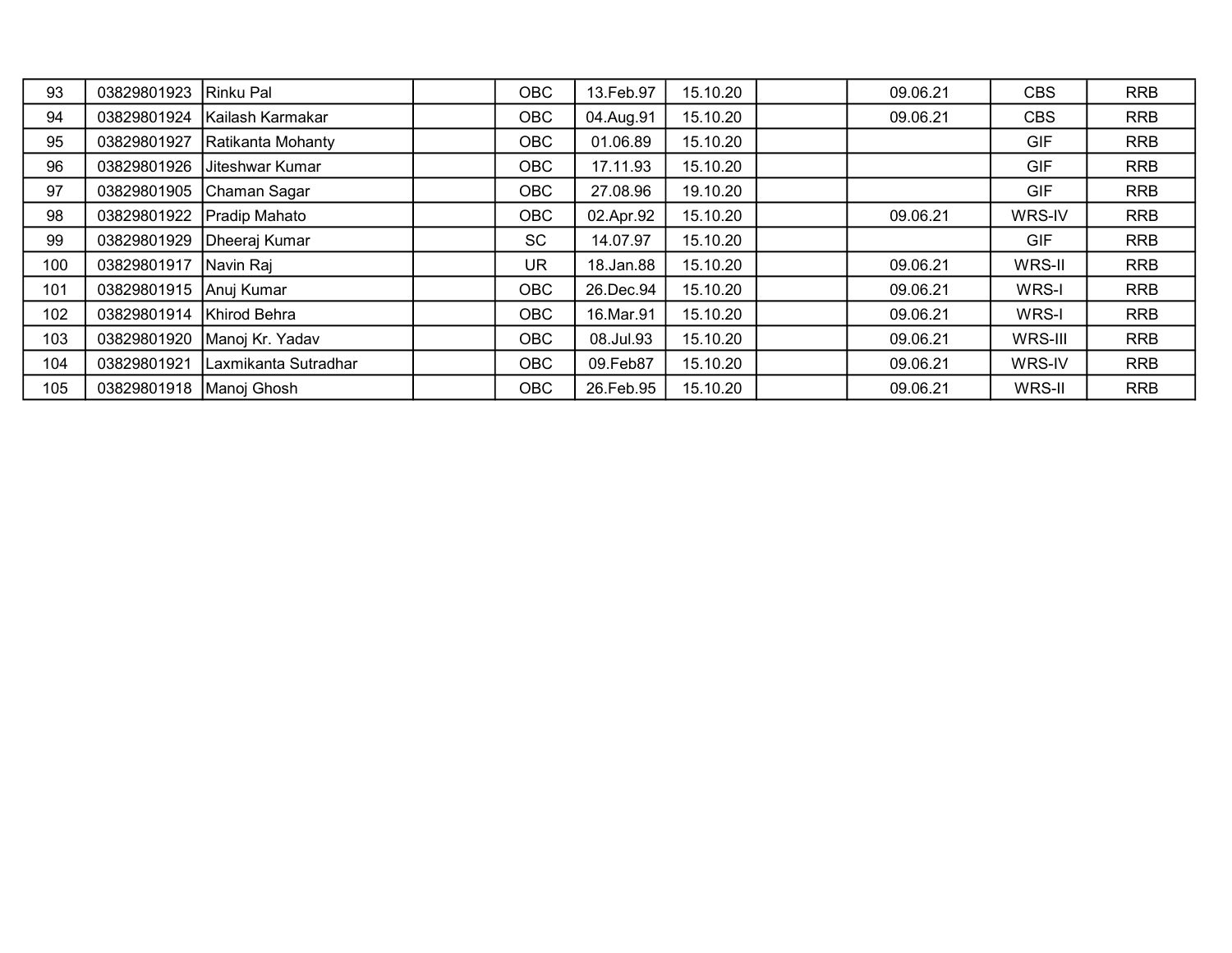| | | | | | | | | | | |
|---|---|---|---|---|---|---|---|---|---|---|
| 93 | 03829801923 | Rinku Pal | | OBC | 13.Feb.97 | 15.10.20 | | 09.06.21 | CBS | RRB |
| 94 | 03829801924 | Kailash Karmakar | | OBC | 04.Aug.91 | 15.10.20 | | 09.06.21 | CBS | RRB |
| 95 | 03829801927 | Ratikanta Mohanty | | OBC | 01.06.89 | 15.10.20 | | | GIF | RRB |
| 96 | 03829801926 | Jiteshwar Kumar | | OBC | 17.11.93 | 15.10.20 | | | GIF | RRB |
| 97 | 03829801905 | Chaman Sagar | | OBC | 27.08.96 | 19.10.20 | | | GIF | RRB |
| 98 | 03829801922 | Pradip Mahato | | OBC | 02.Apr.92 | 15.10.20 | | 09.06.21 | WRS-IV | RRB |
| 99 | 03829801929 | Dheeraj Kumar | | SC | 14.07.97 | 15.10.20 | | | GIF | RRB |
| 100 | 03829801917 | Navin Raj | | UR | 18.Jan.88 | 15.10.20 | | 09.06.21 | WRS-II | RRB |
| 101 | 03829801915 | Anuj Kumar | | OBC | 26.Dec.94 | 15.10.20 | | 09.06.21 | WRS-I | RRB |
| 102 | 03829801914 | Khirod Behra | | OBC | 16.Mar.91 | 15.10.20 | | 09.06.21 | WRS-I | RRB |
| 103 | 03829801920 | Manoj Kr. Yadav | | OBC | 08.Jul.93 | 15.10.20 | | 09.06.21 | WRS-III | RRB |
| 104 | 03829801921 | Laxmikanta Sutradhar | | OBC | 09.Feb87 | 15.10.20 | | 09.06.21 | WRS-IV | RRB |
| 105 | 03829801918 | Manoj Ghosh | | OBC | 26.Feb.95 | 15.10.20 | | 09.06.21 | WRS-II | RRB |